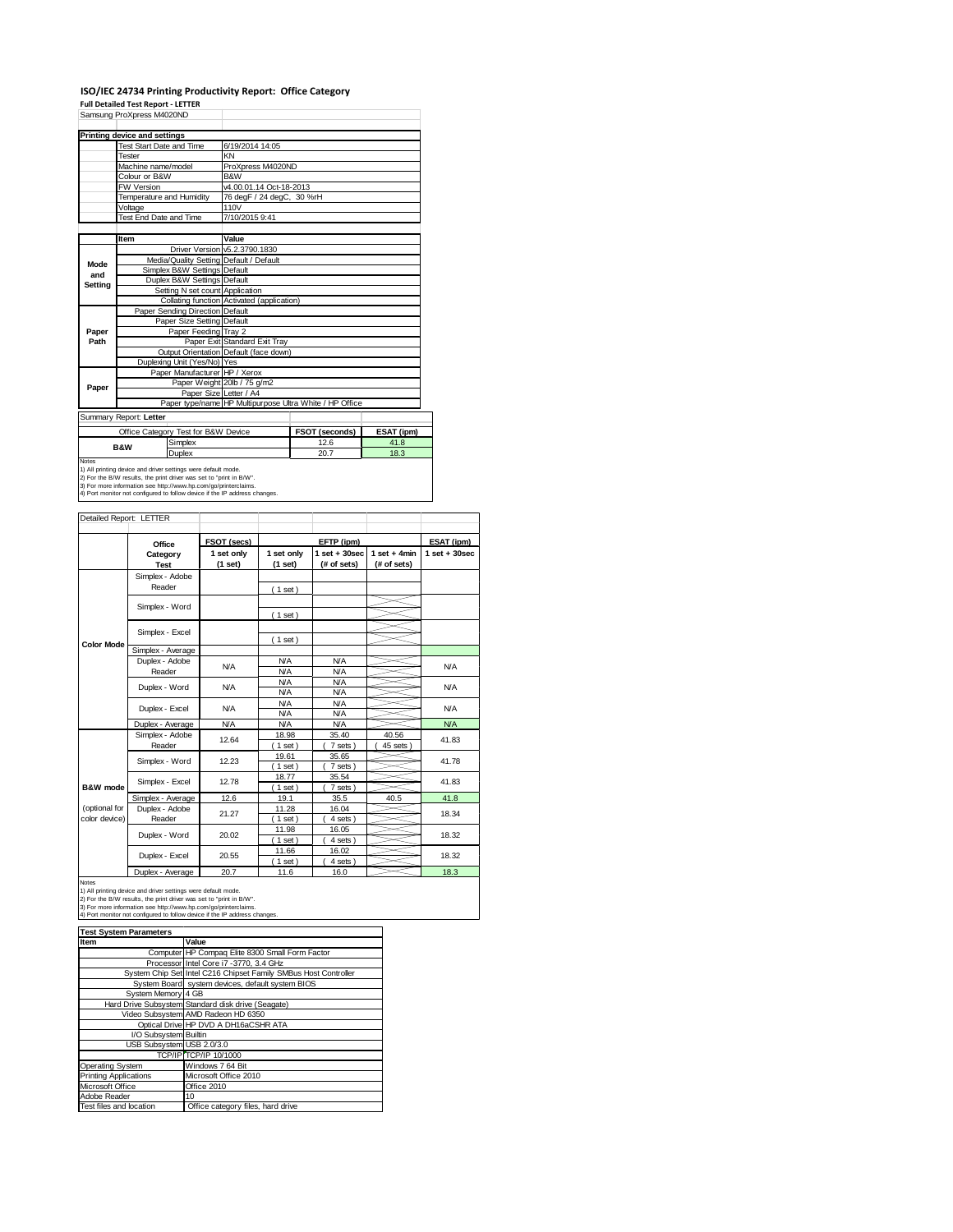# ISO/IEC 24734 Printing Productivity Report: Office Category

**Full Detailed Test Report - LETTER**

Samsung ProXpress M4020ND

| Printing device and settings | |
|---|---|
| Test Start Date and Time | 6/19/2014 14:05 |
| Tester | KN |
| Machine name/model | ProXpress M4020ND |
| Colour or B&W | B&W |
| FW Version | v4.00.01.14 Oct-18-2013 |
| Temperature and Humidity | 76 degF / 24 degC, 30 %rH |
| Voltage | 110V |
| Test End Date and Time | 7/10/2015 9:41 |

| | Item | Value |
|---|---|---|
| Mode and Setting | Driver Version | v5.2.3790.1830 |
| | Media/Quality Setting | Default / Default |
| | Simplex B&W Settings | Default |
| | Duplex B&W Settings | Default |
| | Setting N set count | Application |
| | Collating function | Activated (application) |
| Paper Path | Paper Sending Direction | Default |
| | Paper Size Setting | Default |
| | Paper Feeding | Tray 2 |
| | Paper Exit | Standard Exit Tray |
| | Output Orientation | Default (face down) |
| | Duplexing Unit (Yes/No) | Yes |
| Paper | Paper Manufacturer | HP / Xerox |
| | Paper Weight | 20lb / 75 g/m2 |
| | Paper Size | Letter / A4 |
| | Paper type/name | HP Multipurpose Ultra White / HP Office |

Summary Report: **Letter**

| Office Category Test for B&W Device | | FSOT (seconds) | ESAT (ipm) |
|---|---|---|---|
| B&W | Simplex | 12.6 | 41.8 |
| | Duplex | 20.7 | 18.3 |

Notes
1) All printing device and driver settings were default mode.
2) For the B/W results, the print driver was set to "print in B/W".
3) For more information see http://www.hp.com/go/printerclaims.
4) Port monitor not configured to follow device if the IP address changes.

Detailed Report: LETTER

| | Office Category Test | FSOT (secs) 1 set only (1 set) | EFTP (ipm) 1 set only (1 set) | EFTP (ipm) 1 set + 30sec (# of sets) | EFTP (ipm) 1 set + 4min (# of sets) | ESAT (ipm) 1 set + 30sec |
|---|---|---|---|---|---|---|
| Color Mode | Simplex - Adobe Reader | | ( 1 set ) | | | |
| | Simplex - Word | | ( 1 set ) | | | |
| | Simplex - Excel | | ( 1 set ) | | | |
| | Simplex - Average | | | | | |
| | Duplex - Adobe Reader | N/A | N/A<br>N/A | N/A<br>N/A | | N/A |
| | Duplex - Word | N/A | N/A<br>N/A | N/A<br>N/A | | N/A |
| | Duplex - Excel | N/A | N/A<br>N/A | N/A<br>N/A | | N/A |
| | Duplex - Average | N/A | N/A | N/A | | N/A |
| B&W mode (optional for color device) | Simplex - Adobe Reader | 12.64 | 18.98<br>( 1 set ) | 35.40<br>( 7 sets ) | 40.56<br>( 45 sets ) | 41.83 |
| | Simplex - Word | 12.23 | 19.61<br>( 1 set ) | 35.65<br>( 7 sets ) | | 41.78 |
| | Simplex - Excel | 12.78 | 18.77<br>( 1 set ) | 35.54<br>( 7 sets ) | | 41.83 |
| | Simplex - Average | 12.6 | 19.1 | 35.5 | 40.5 | 41.8 |
| | Duplex - Adobe Reader | 21.27 | 11.28<br>( 1 set ) | 16.04<br>( 4 sets ) | | 18.34 |
| | Duplex - Word | 20.02 | 11.98<br>( 1 set ) | 16.05<br>( 4 sets ) | | 18.32 |
| | Duplex - Excel | 20.55 | 11.66<br>( 1 set ) | 16.02<br>( 4 sets ) | | 18.32 |
| | Duplex - Average | 20.7 | 11.6 | 16.0 | | 18.3 |

Notes
1) All printing device and driver settings were default mode.
2) For the B/W results, the print driver was set to "print in B/W".
3) For more information see http://www.hp.com/go/printerclaims.
4) Port monitor not configured to follow device if the IP address changes.

| Test System Parameters | |
|---|---|
| **Item** | **Value** |
| Computer | HP Compaq Elite 8300 Small Form Factor |
| Processor | Intel Core i7 -3770, 3.4 GHz |
| System Chip Set | Intel C216 Chipset Family SMBus Host Controller |
| System Board | system devices, default system BIOS |
| System Memory | 4 GB |
| Hard Drive Subsystem | Standard disk drive (Seagate) |
| Video Subsystem | AMD Radeon HD 6350 |
| Optical Drive | HP DVD A DH16aCSHR ATA |
| I/O Subsystem | Builtin |
| USB Subsystem | USB 2.0/3.0 |
| TCP/IP | TCP/IP 10/1000 |
| Operating System | Windows 7 64 Bit |
| Printing Applications | Microsoft Office 2010 |
| Microsoft Office | Office 2010 |
| Adobe Reader | 10 |
| Test files and location | Office category files, hard drive |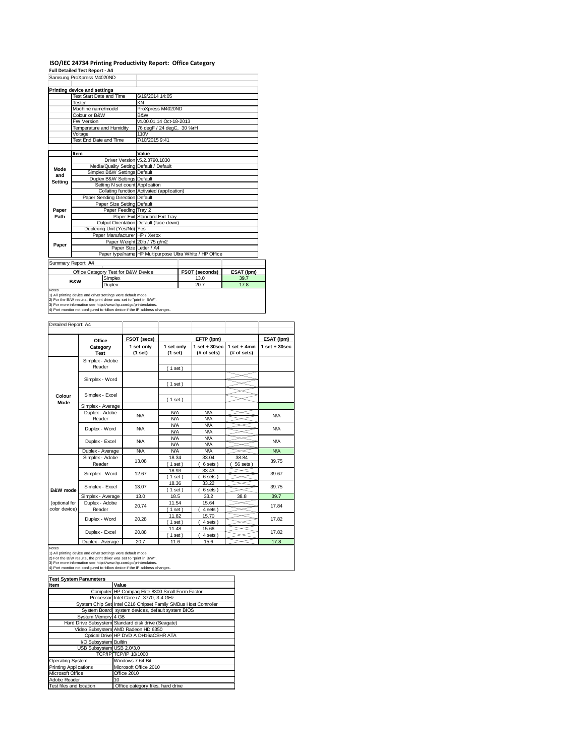# ISO/IEC 24734 Printing Productivity Report: Office Category

**Full Detailed Test Report - A4**

Samsung ProXpress M4020ND

| Printing device and settings | |
|---|---|
| Test Start Date and Time | 6/19/2014 14:05 |
| Tester | KN |
| Machine name/model | ProXpress M4020ND |
| Colour or B&W | B&W |
| FW Version | v4.00.01.14 Oct-18-2013 |
| Temperature and Humidity | 76 degF / 24 degC, 30 %rH |
| Voltage | 110V |
| Test End Date and Time | 7/10/2015 9:41 |

| | Item | Value |
|---|---|---|
| Mode and Setting | Driver Version | v5.2.3790.1830 |
| | Media/Quality Setting | Default / Default |
| | Simplex B&W Settings | Default |
| | Duplex B&W Settings | Default |
| | Setting N set count | Application |
| | Collating function | Activated (application) |
| Paper Path | Paper Sending Direction | Default |
| | Paper Size Setting | Default |
| | Paper Feeding | Tray 2 |
| | Paper Exit | Standard Exit Tray |
| | Output Orientation | Default (face down) |
| | Duplexing Unit (Yes/No) | Yes |
| Paper | Paper Manufacturer | HP / Xerox |
| | Paper Weight | 20lb / 75 g/m2 |
| | Paper Size | Letter / A4 |
| | Paper type/name | HP Multipurpose Ultra White / HP Office |

Summary Report: **A4**

| Office Category Test for B&W Device | | FSOT (seconds) | ESAT (ipm) |
|---|---|---|---|
| B&W | Simplex | 13.0 | 39.7 |
| | Duplex | 20.7 | 17.8 |

Notes
1) All printing device and driver settings were default mode.
2) For the B/W results, the print driver was set to "print in B/W".
3) For more information see http://www.hp.com/go/printerclaims.
4) Port monitor not configured to follow device if the IP address changes.

Detailed Report: A4

| | Office Category Test | FSOT (secs) 1 set only (1 set) | EFTP (ipm) 1 set only (1 set) | EFTP (ipm) 1 set + 30sec (# of sets) | EFTP (ipm) 1 set + 4min (# of sets) | ESAT (ipm) 1 set + 30sec |
|---|---|---|---|---|---|---|
| Colour Mode | Simplex - Adobe Reader | | ( 1 set ) | | | |
| | Simplex - Word | | ( 1 set ) | | | |
| | Simplex - Excel | | ( 1 set ) | | | |
| | Simplex - Average | | | | | |
| | Duplex - Adobe Reader | N/A | N/A / N/A | N/A / N/A | | N/A |
| | Duplex - Word | N/A | N/A / N/A | N/A / N/A | | N/A |
| | Duplex - Excel | N/A | N/A / N/A | N/A / N/A | | N/A |
| | Duplex - Average | N/A | N/A | N/A | | N/A |
| B&W mode (optional for color device) | Simplex - Adobe Reader | 13.08 | 18.34 ( 1 set ) | 33.04 ( 6 sets ) | 38.84 ( 56 sets ) | 39.75 |
| | Simplex - Word | 12.67 | 18.93 ( 1 set ) | 33.43 ( 6 sets ) | | 39.67 |
| | Simplex - Excel | 13.07 | 18.36 ( 1 set ) | 33.22 ( 6 sets ) | | 39.75 |
| | Simplex - Average | 13.0 | 18.5 | 33.2 | 38.8 | 39.7 |
| | Duplex - Adobe Reader | 20.74 | 11.54 ( 1 set ) | 15.64 ( 4 sets ) | | 17.84 |
| | Duplex - Word | 20.28 | 11.82 ( 1 set ) | 15.70 ( 4 sets ) | | 17.82 |
| | Duplex - Excel | 20.88 | 11.48 ( 1 set ) | 15.66 ( 4 sets ) | | 17.82 |
| | Duplex - Average | 20.7 | 11.6 | 15.6 | | 17.8 |

Notes
1) All printing device and driver settings were default mode.
2) For the B/W results, the print driver was set to "print in B/W".
3) For more information see http://www.hp.com/go/printerclaims.
4) Port monitor not configured to follow device if the IP address changes.

| Test System Parameters | |
|---|---|
| Item | Value |
| Computer | HP Compaq Elite 8300 Small Form Factor |
| Processor | Intel Core i7 -3770, 3.4 GHz |
| System Chip Set | Intel C216 Chipset Family SMBus Host Controller |
| System Board | system devices, default system BIOS |
| System Memory | 4 GB |
| Hard Drive Subsystem | Standard disk drive (Seagate) |
| Video Subsystem | AMD Radeon HD 6350 |
| Optical Drive | HP DVD A DH16aCSHR ATA |
| I/O Subsystem | Builtin |
| USB Subsystem | USB 2.0/3.0 |
| TCP/IP | TCP/IP 10/1000 |
| Operating System | Windows 7 64 Bit |
| Printing Applications | Microsoft Office 2010 |
| Microsoft Office | Office 2010 |
| Adobe Reader | 10 |
| Test files and location | Office category files, hard drive |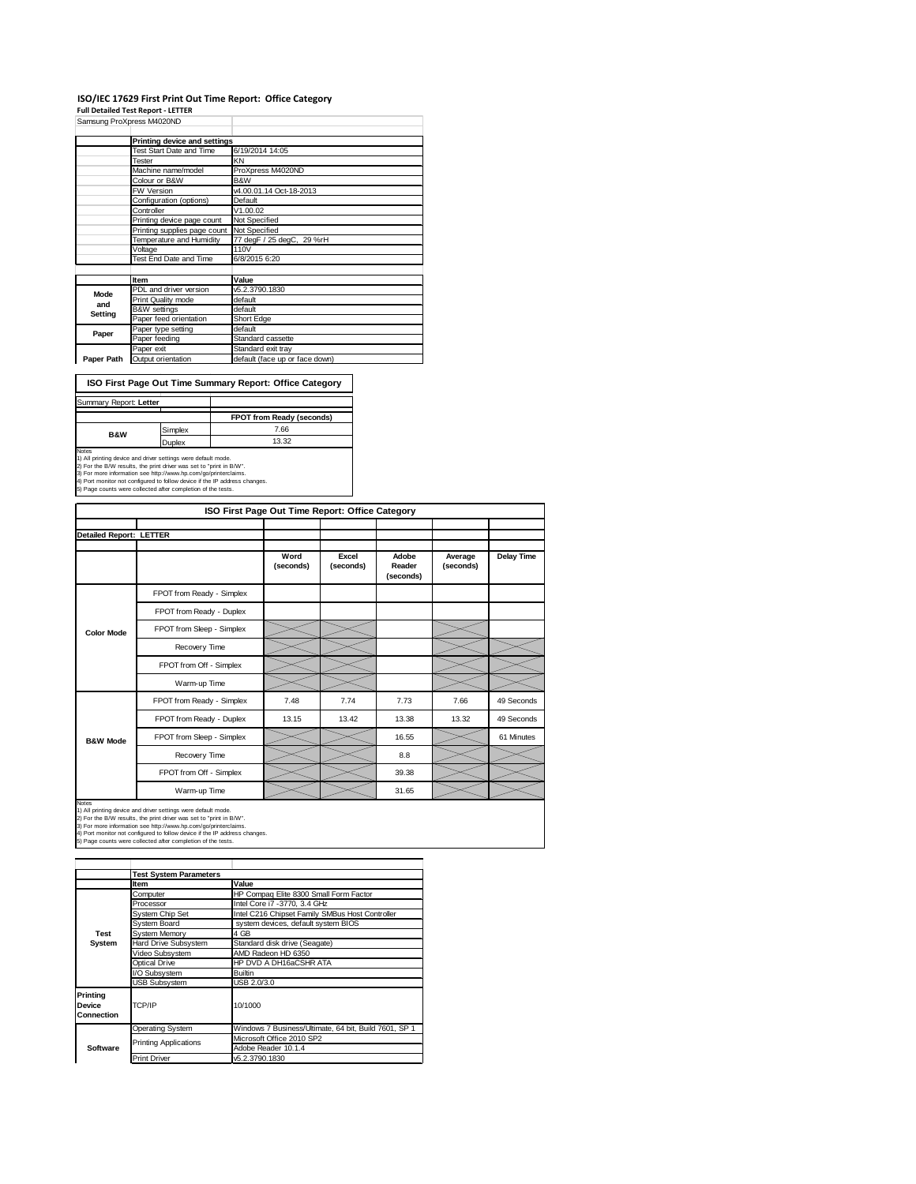# ISO/IEC 17629 First Print Out Time Report: Office Category

**Full Detailed Test Report - LETTER**

Samsung ProXpress M4020ND

| | Printing device and settings | |
|---|---|---|
| | Test Start Date and Time | 6/19/2014 14:05 |
| | Tester | KN |
| | Machine name/model | ProXpress M4020ND |
| | Colour or B&W | B&W |
| | FW Version | v4.00.01.14 Oct-18-2013 |
| | Configuration (options) | Default |
| | Controller | V1.00.02 |
| | Printing device page count | Not Specified |
| | Printing supplies page count | Not Specified |
| | Temperature and Humidity | 77 degF / 25 degC, 29 %rH |
| | Voltage | 110V |
| | Test End Date and Time | 6/8/2015 6:20 |

| | Item | Value |
|---|---|---|
| Mode and Setting | PDL and driver version | v5.2.3790.1830 |
| | Print Quality mode | default |
| | B&W settings | default |
| | Paper feed orientation | Short Edge |
| Paper | Paper type setting | default |
| | Paper feeding | Standard cassette |
| | Paper exit | Standard exit tray |
| Paper Path | Output orientation | default (face up or face down) |

## ISO First Page Out Time Summary Report: Office Category

Summary Report: **Letter**

| | | FPOT from Ready (seconds) |
|---|---|---|
| B&W | Simplex | 7.66 |
| | Duplex | 13.32 |

Notes
1) All printing device and driver settings were default mode.
2) For the B/W results, the print driver was set to "print in B/W".
3) For more information see http://www.hp.com/go/printerclaims.
4) Port monitor not configured to follow device if the IP address changes.
5) Page counts were collected after completion of the tests.

## ISO First Page Out Time Report: Office Category

**Detailed Report: LETTER**

| | | Word (seconds) | Excel (seconds) | Adobe Reader (seconds) | Average (seconds) | Delay Time |
|---|---|---|---|---|---|---|
| Color Mode | FPOT from Ready - Simplex | | | | | |
| | FPOT from Ready - Duplex | | | | | |
| | FPOT from Sleep - Simplex | | | | | |
| | Recovery Time | | | | | |
| | FPOT from Off - Simplex | | | | | |
| | Warm-up Time | | | | | |
| B&W Mode | FPOT from Ready - Simplex | 7.48 | 7.74 | 7.73 | 7.66 | 49 Seconds |
| | FPOT from Ready - Duplex | 13.15 | 13.42 | 13.38 | 13.32 | 49 Seconds |
| | FPOT from Sleep - Simplex | | | 16.55 | | 61 Minutes |
| | Recovery Time | | | 8.8 | | |
| | FPOT from Off - Simplex | | | 39.38 | | |
| | Warm-up Time | | | 31.65 | | |

Notes
1) All printing device and driver settings were default mode.
2) For the B/W results, the print driver was set to "print in B/W".
3) For more information see http://www.hp.com/go/printerclaims.
4) Port monitor not configured to follow device if the IP address changes.
5) Page counts were collected after completion of the tests.

| | Test System Parameters | |
|---|---|---|
| | Item | Value |
| Test System | Computer | HP Compaq Elite 8300 Small Form Factor |
| | Processor | Intel Core i7 -3770, 3.4 GHz |
| | System Chip Set | Intel C216 Chipset Family SMBus Host Controller |
| | System Board | system devices, default system BIOS |
| | System Memory | 4 GB |
| | Hard Drive Subsystem | Standard disk drive (Seagate) |
| | Video Subsystem | AMD Radeon HD 6350 |
| | Optical Drive | HP DVD A DH16aCSHR ATA |
| | I/O Subsystem | Builtin |
| | USB Subsystem | USB 2.0/3.0 |
| Printing Device Connection | TCP/IP | 10/1000 |
| Software | Operating System | Windows 7 Business/Ultimate, 64 bit, Build 7601, SP 1 |
| | Printing Applications | Microsoft Office 2010 SP2 |
| | | Adobe Reader 10.1.4 |
| | Print Driver | v5.2.3790.1830 |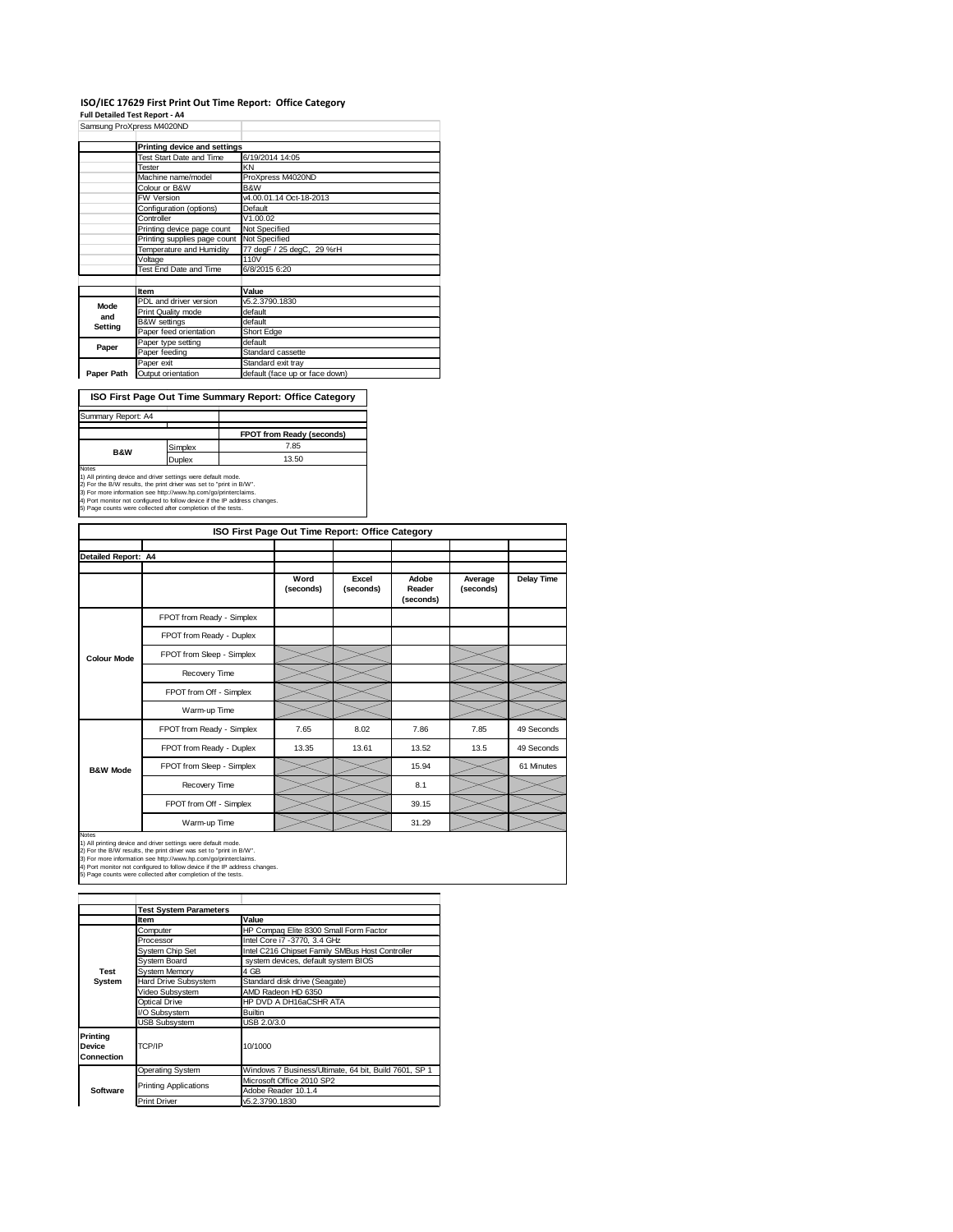## ISO/IEC 17629 First Print Out Time Report: Office Category

**Full Detailed Test Report - A4**

Samsung ProXpress M4020ND

| | | |
|---|---|---|
| | **Printing device and settings** | |
| | Test Start Date and Time | 6/19/2014 14:05 |
| | Tester | KN |
| | Machine name/model | ProXpress M4020ND |
| | Colour or B&W | B&W |
| | FW Version | v4.00.01.14 Oct-18-2013 |
| | Configuration (options) | Default |
| | Controller | V1.00.02 |
| | Printing device page count | Not Specified |
| | Printing supplies page count | Not Specified |
| | Temperature and Humidity | 77 degF / 25 degC, 29 %rH |
| | Voltage | 110V |
| | Test End Date and Time | 6/8/2015 6:20 |

| | | |
|---|---|---|
| | **Item** | **Value** |
| **Mode and Setting** | PDL and driver version | v5.2.3790.1830 |
| | Print Quality mode | default |
| | B&W settings | default |
| | Paper feed orientation | Short Edge |
| **Paper** | Paper type setting | default |
| | Paper feeding | Standard cassette |
| | Paper exit | Standard exit tray |
| **Paper Path** | Output orientation | default (face up or face down) |

### ISO First Page Out Time Summary Report: Office Category

Summary Report: A4

| | | FPOT from Ready (seconds) |
|---|---|---|
| **B&W** | Simplex | 7.85 |
| | Duplex | 13.50 |

Notes
1) All printing device and driver settings were default mode.
2) For the B/W results, the print driver was set to "print in B/W".
3) For more information see http://www.hp.com/go/printerclaims.
4) Port monitor not configured to follow device if the IP address changes.
5) Page counts were collected after completion of the tests.

### ISO First Page Out Time Report: Office Category

Detailed Report: A4

| | | Word (seconds) | Excel (seconds) | Adobe Reader (seconds) | Average (seconds) | Delay Time |
|---|---|---|---|---|---|---|
| **Colour Mode** | FPOT from Ready - Simplex | | | | | |
| | FPOT from Ready - Duplex | | | | | |
| | FPOT from Sleep - Simplex | | | | | |
| | Recovery Time | | | | | |
| | FPOT from Off - Simplex | | | | | |
| | Warm-up Time | | | | | |
| **B&W Mode** | FPOT from Ready - Simplex | 7.65 | 8.02 | 7.86 | 7.85 | 49 Seconds |
| | FPOT from Ready - Duplex | 13.35 | 13.61 | 13.52 | 13.5 | 49 Seconds |
| | FPOT from Sleep - Simplex | | | 15.94 | | 61 Minutes |
| | Recovery Time | | | 8.1 | | |
| | FPOT from Off - Simplex | | | 39.15 | | |
| | Warm-up Time | | | 31.29 | | |

Notes
1) All printing device and driver settings were default mode.
2) For the B/W results, the print driver was set to "print in B/W".
3) For more information see http://www.hp.com/go/printerclaims.
4) Port monitor not configured to follow device if the IP address changes.
5) Page counts were collected after completion of the tests.

| | | |
|---|---|---|
| | **Test System Parameters** | |
| | **Item** | **Value** |
| **Test System** | Computer | HP Compaq Elite 8300 Small Form Factor |
| | Processor | Intel Core i7 -3770, 3.4 GHz |
| | System Chip Set | Intel C216 Chipset Family SMBus Host Controller |
| | System Board | system devices, default system BIOS |
| | System Memory | 4 GB |
| | Hard Drive Subsystem | Standard disk drive (Seagate) |
| | Video Subsystem | AMD Radeon HD 6350 |
| | Optical Drive | HP DVD A DH16aCSHR ATA |
| | I/O Subsystem | Builtin |
| | USB Subsystem | USB 2.0/3.0 |
| **Printing Device Connection** | TCP/IP | 10/1000 |
| **Software** | Operating System | Windows 7 Business/Ultimate, 64 bit, Build 7601, SP 1 |
| | Printing Applications | Microsoft Office 2010 SP2 |
| | | Adobe Reader 10.1.4 |
| | Print Driver | v5.2.3790.1830 |